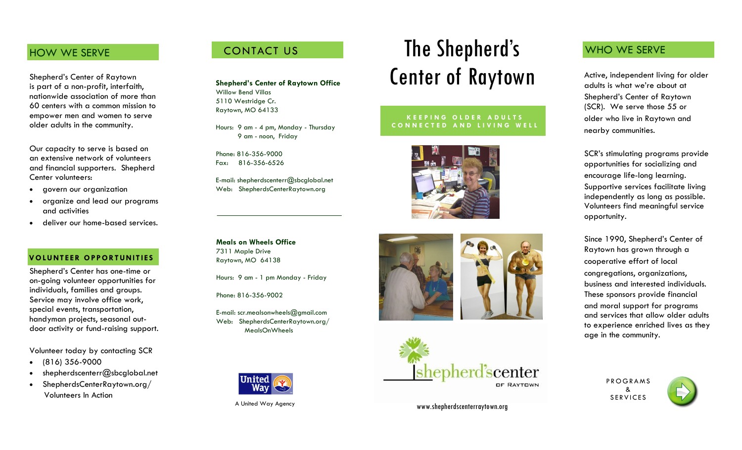## HOW WE SERVE

Shepherd's Center of Raytown is part of a non-profit, interfaith, nationwide association of more than 60 centers with a common mission to empower men and women to serve older adults in the community.

Our capacity to serve is based on an extensive network of volunteers and financial supporters. Shepherd Center volunteers:

- govern our organization
- organize and lead our programs and activities
- deliver our home-based services.

### VOLUNTEER OPPORTUNITIES

Shepherd's Center has one-time or on-going volunteer opportunities for individuals, families and groups. Service may involve office work, special events, transportation, handyman projects, seasonal out-door activity or fund-raising support.

Volunteer today by contacting SCR

- (816) 356-9000
- shepherdscenterr@sbcglobal.net
- ShepherdsCenterRaytown.org/ Volunteers In Action

## CONTACT US

**Shepherd's Center of Raytown Office**
Willow Bend Villas
5110 Westridge Cr.
Raytown, MO 64133

Hours: 9 am - 4 pm, Monday - Thursday
9 am - noon, Friday

Phone: 816-356-9000
Fax: 816-356-6526

E-mail: shepherdscenterr@sbcglobal.net
Web: ShepherdsCenterRaytown.org

---

**Meals on Wheels Office**
7311 Maple Drive
Raytown, MO 64138

Hours: 9 am - 1 pm Monday - Friday

Phone: 816-356-9002

E-mail: scr.mealsonwheels@gmail.com
Web: ShepherdsCenterRaytown.org/MealsOnWheels

A United Way Agency

# The Shepherd's Center of Raytown

KEEPING OLDER ADULTS CONNECTED AND LIVING WELL

shepherd's center OF RAYTOWN

www.shepherdscenterraytown.org

## WHO WE SERVE

Active, independent living for older adults is what we're about at Shepherd's Center of Raytown (SCR). We serve those 55 or older who live in Raytown and nearby communities.

SCR's stimulating programs provide opportunities for socializing and encourage life-long learning. Supportive services facilitate living independently as long as possible. Volunteers find meaningful service opportunity.

Since 1990, Shepherd's Center of Raytown has grown through a cooperative effort of local congregations, organizations, business and interested individuals. These sponsors provide financial and moral support for programs and services that allow older adults to experience enriched lives as they age in the community.

PROGRAMS & SERVICES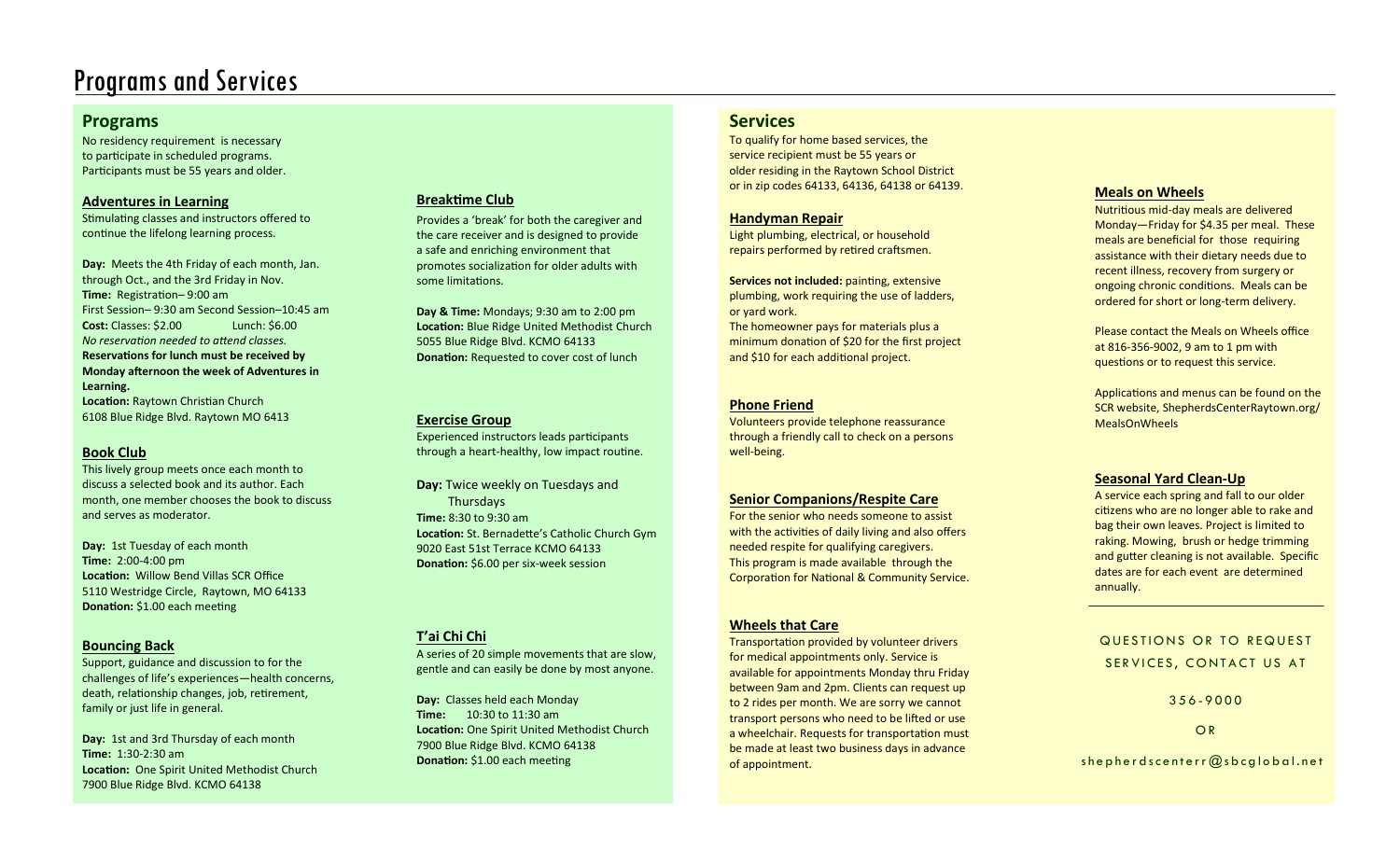# Programs and Services

## Programs

No residency requirement is necessary to participate in scheduled programs. Participants must be 55 years and older.

### Adventures in Learning

Stimulating classes and instructors offered to continue the lifelong learning process.

**Day:** Meets the 4th Friday of each month, Jan. through Oct., and the 3rd Friday in Nov.
**Time:** Registration– 9:00 am
First Session– 9:30 am Second Session–10:45 am
**Cost:** Classes: $2.00 Lunch: $6.00
*No reservation needed to attend classes.*
**Reservations for lunch must be received by Monday afternoon the week of Adventures in Learning.**
**Location:** Raytown Christian Church
6108 Blue Ridge Blvd. Raytown MO 6413

### Book Club

This lively group meets once each month to discuss a selected book and its author. Each month, one member chooses the book to discuss and serves as moderator.

**Day:** 1st Tuesday of each month
**Time:** 2:00-4:00 pm
**Location:** Willow Bend Villas SCR Office
5110 Westridge Circle, Raytown, MO 64133
**Donation:** $1.00 each meeting

### Bouncing Back

Support, guidance and discussion to for the challenges of life's experiences—health concerns, death, relationship changes, job, retirement, family or just life in general.

**Day:** 1st and 3rd Thursday of each month
**Time:** 1:30-2:30 am
**Location:** One Spirit United Methodist Church
7900 Blue Ridge Blvd. KCMO 64138

### Breaktime Club

Provides a 'break' for both the caregiver and the care receiver and is designed to provide a safe and enriching environment that promotes socialization for older adults with some limitations.

**Day & Time:** Mondays; 9:30 am to 2:00 pm
**Location:** Blue Ridge United Methodist Church
5055 Blue Ridge Blvd. KCMO 64133
**Donation:** Requested to cover cost of lunch

### Exercise Group

Experienced instructors leads participants through a heart-healthy, low impact routine.

**Day:** Twice weekly on Tuesdays and Thursdays
**Time:** 8:30 to 9:30 am
**Location:** St. Bernadette's Catholic Church Gym
9020 East 51st Terrace KCMO 64133
**Donation:** $6.00 per six-week session

### T'ai Chi Chi

A series of 20 simple movements that are slow, gentle and can easily be done by most anyone.

**Day:** Classes held each Monday
**Time:** 10:30 to 11:30 am
**Location:** One Spirit United Methodist Church
7900 Blue Ridge Blvd. KCMO 64138
**Donation:** $1.00 each meeting

## Services

To qualify for home based services, the service recipient must be 55 years or older residing in the Raytown School District or in zip codes 64133, 64136, 64138 or 64139.

### Handyman Repair

Light plumbing, electrical, or household repairs performed by retired craftsmen.

**Services not included:** painting, extensive plumbing, work requiring the use of ladders, or yard work.
The homeowner pays for materials plus a minimum donation of $20 for the first project and $10 for each additional project.

### Phone Friend

Volunteers provide telephone reassurance through a friendly call to check on a persons well-being.

### Senior Companions/Respite Care

For the senior who needs someone to assist with the activities of daily living and also offers needed respite for qualifying caregivers. This program is made available through the Corporation for National & Community Service.

### Wheels that Care

Transportation provided by volunteer drivers for medical appointments only. Service is available for appointments Monday thru Friday between 9am and 2pm. Clients can request up to 2 rides per month. We are sorry we cannot transport persons who need to be lifted or use a wheelchair. Requests for transportation must be made at least two business days in advance of appointment.

### Meals on Wheels

Nutritious mid-day meals are delivered Monday—Friday for $4.35 per meal. These meals are beneficial for those requiring assistance with their dietary needs due to recent illness, recovery from surgery or ongoing chronic conditions. Meals can be ordered for short or long-term delivery.

Please contact the Meals on Wheels office at 816-356-9002, 9 am to 1 pm with questions or to request this service.

Applications and menus can be found on the SCR website, ShepherdsCenterRaytown.org/MealsOnWheels

### Seasonal Yard Clean-Up

A service each spring and fall to our older citizens who are no longer able to rake and bag their own leaves. Project is limited to raking. Mowing, brush or hedge trimming and gutter cleaning is not available. Specific dates are for each event are determined annually.

---

QUESTIONS OR TO REQUEST SERVICES, CONTACT US AT

356-9000

OR

shepherdscenterr@sbcglobal.net